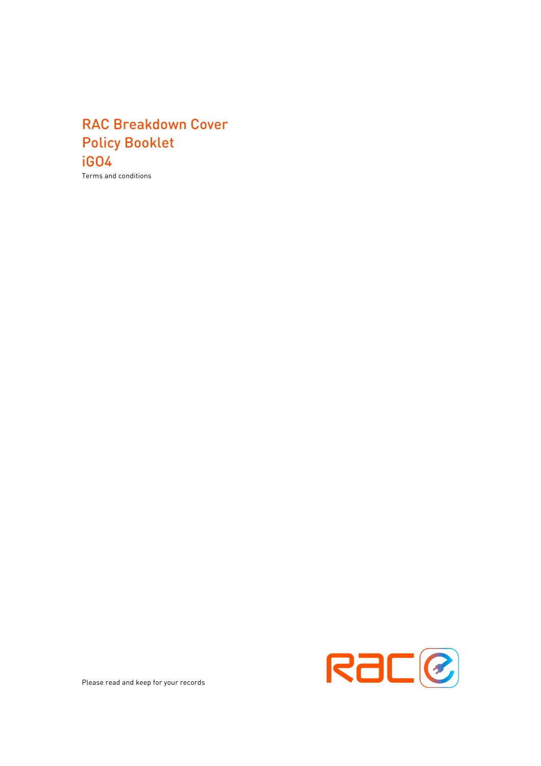# RAC Breakdown Cover Policy Booklet iGO4

Terms and conditions

Please read and keep for your records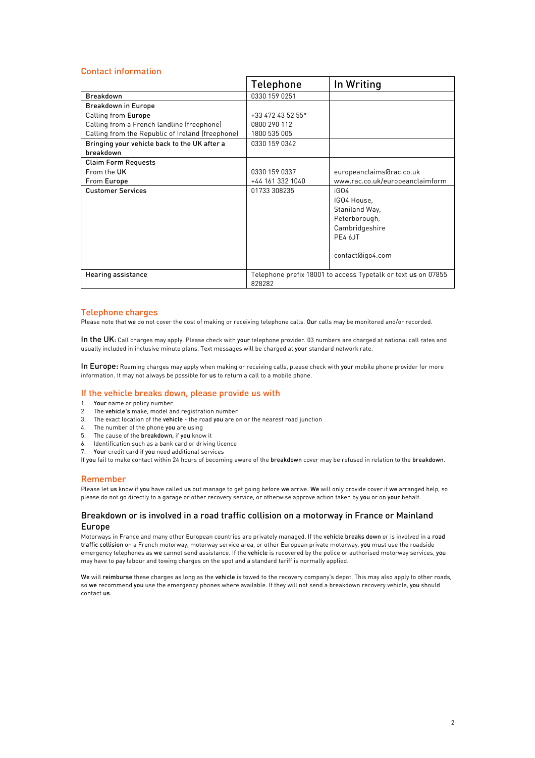## Contact information

| | Telephone | In Writing |
|---|---|---|
| Breakdown | 0330 159 0251 | |
| Breakdown in Europe<br>Calling from **Europe**<br>Calling from a French landline (freephone)<br>Calling from the Republic of Ireland (freephone) | <br>+33 472 43 52 55*<br>0800 290 112<br>1800 535 005 | |
| Bringing your vehicle back to the UK after a breakdown | 0330 159 0342 | |
| Claim Form Requests<br>From the **UK**<br>From **Europe** | <br>0330 159 0337<br>+44 161 332 1040 | <br>europeanclaims@rac.co.uk<br>www.rac.co.uk/europeanclaimform |
| Customer Services | 01733 308235 | iGO4<br>IGO4 House,<br>Staniland Way,<br>Peterborough,<br>Cambridgeshire<br>PE4 6JT<br><br>contact@igo4.com |
| Hearing assistance | Telephone prefix 18001 to access Typetalk or text **us** on 07855 828282 | |

## Telephone charges

Please note that **we** do not cover the cost of making or receiving telephone calls. **Our** calls may be monitored and/or recorded.

**In the UK:** Call charges may apply. Please check with **your** telephone provider. 03 numbers are charged at national call rates and usually included in inclusive minute plans. Text messages will be charged at **your** standard network rate.

**In Europe:** Roaming charges may apply when making or receiving calls, please check with **your** mobile phone provider for more information. It may not always be possible for **us** to return a call to a mobile phone.

## If the vehicle breaks down, please provide us with

1. **Your** name or policy number
2. The **vehicle's** make, model and registration number
3. The exact location of the **vehicle** - the road **you** are on or the nearest road junction
4. The number of the phone **you** are using
5. The cause of the **breakdown,** if **you** know it
6. Identification such as a bank card or driving licence
7. **Your** credit card if **you** need additional services

If **you** fail to make contact within 24 hours of becoming aware of the **breakdown** cover may be refused in relation to the **breakdown**.

## Remember

Please let **us** know if **you** have called **us** but manage to get going before **we** arrive. **We** will only provide cover if **we** arranged help, so please do not go directly to a garage or other recovery service, or otherwise approve action taken by **you** or on **your** behalf.

## Breakdown or is involved in a road traffic collision on a motorway in France or Mainland Europe

Motorways in France and many other European countries are privately managed. If the **vehicle breaks down** or is involved in a **road traffic collision** on a French motorway, motorway service area, or other European private motorway, **you** must use the roadside emergency telephones as **we** cannot send assistance. If the **vehicle** is recovered by the police or authorised motorway services, **you** may have to pay labour and towing charges on the spot and a standard tariff is normally applied.

**We** will **reimburse** these charges as long as the **vehicle** is towed to the recovery company's depot. This may also apply to other roads, so **we** recommend **you** use the emergency phones where available. If they will not send a breakdown recovery vehicle, **you** should contact **us**.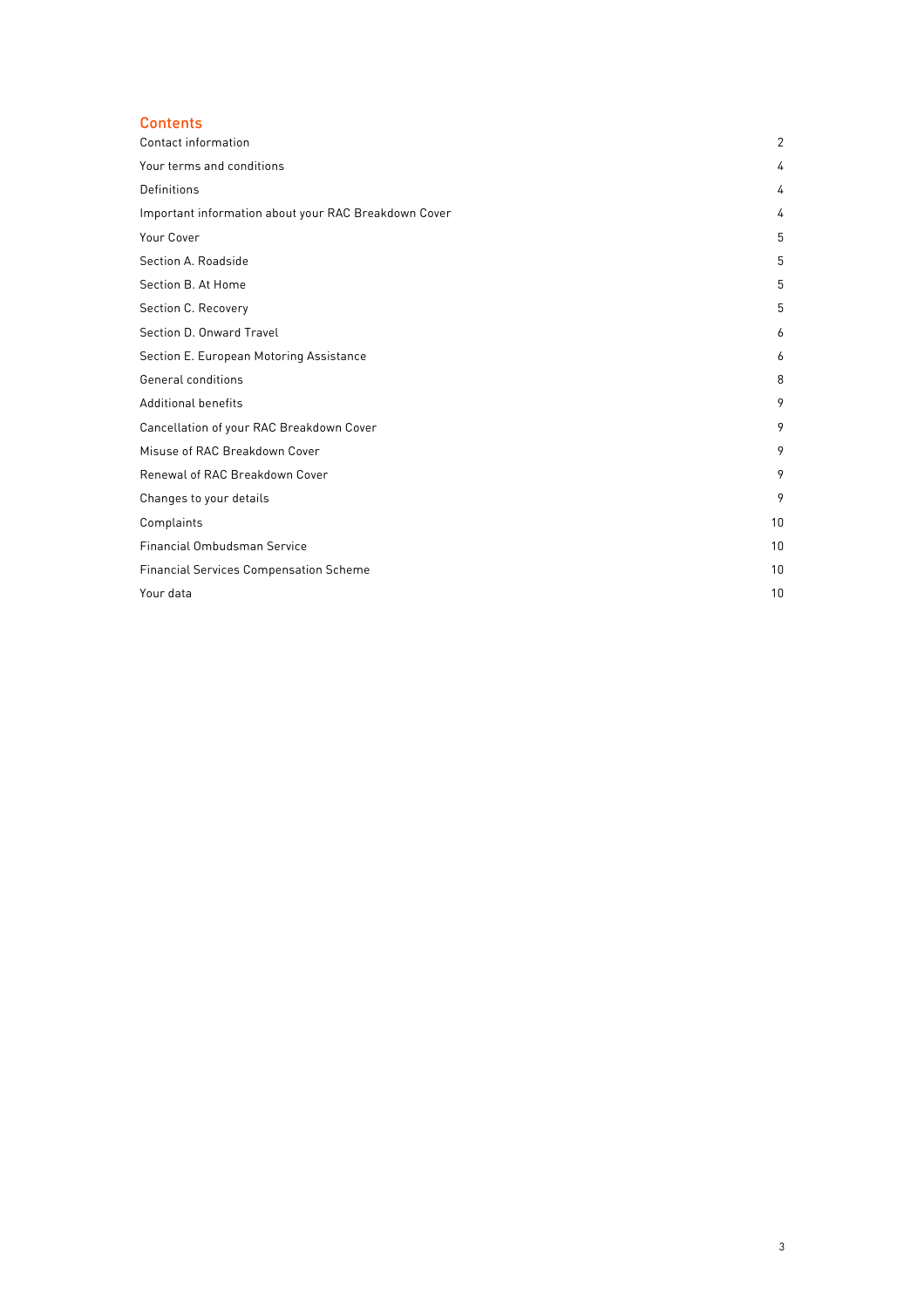## Contents

| | |
|---|---|
| Contact information | 2 |
| Your terms and conditions | 4 |
| Definitions | 4 |
| Important information about your RAC Breakdown Cover | 4 |
| Your Cover | 5 |
| Section A. Roadside | 5 |
| Section B. At Home | 5 |
| Section C. Recovery | 5 |
| Section D. Onward Travel | 6 |
| Section E. European Motoring Assistance | 6 |
| General conditions | 8 |
| Additional benefits | 9 |
| Cancellation of your RAC Breakdown Cover | 9 |
| Misuse of RAC Breakdown Cover | 9 |
| Renewal of RAC Breakdown Cover | 9 |
| Changes to your details | 9 |
| Complaints | 10 |
| Financial Ombudsman Service | 10 |
| Financial Services Compensation Scheme | 10 |
| Your data | 10 |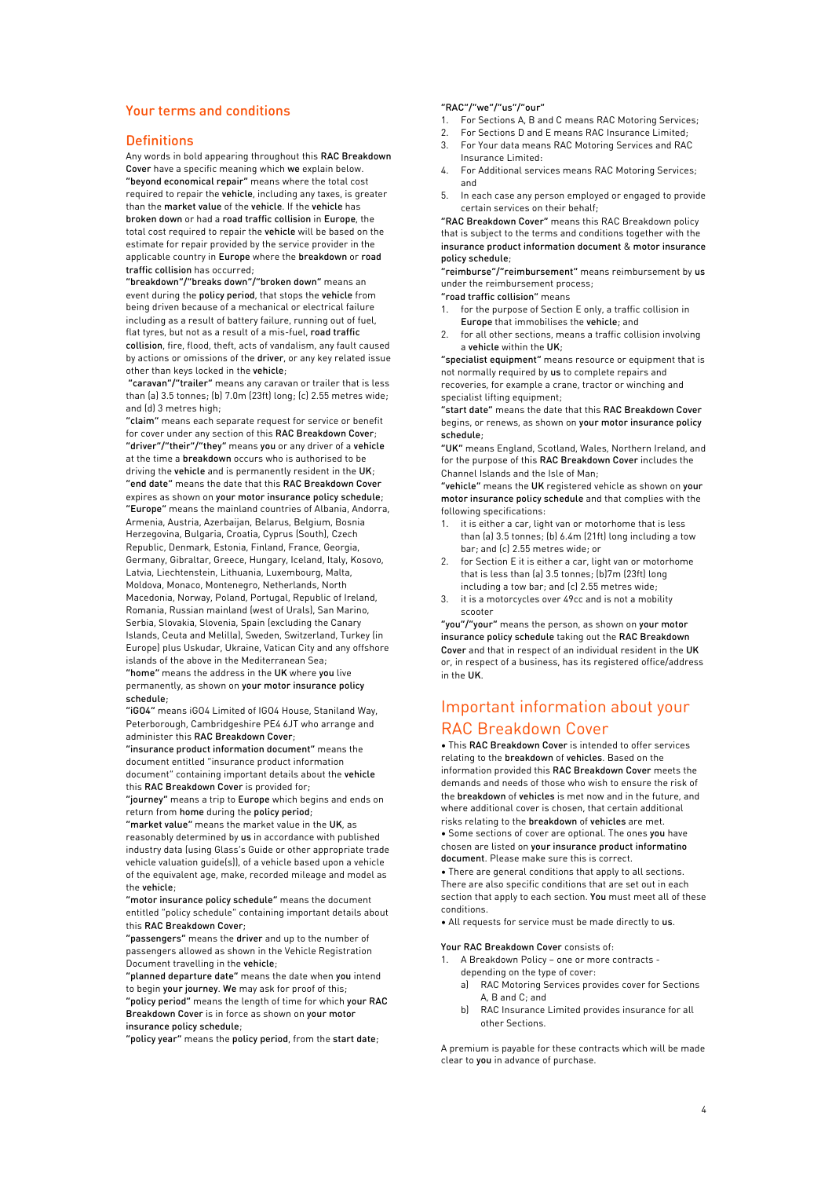## Your terms and conditions

### Definitions

Any words in bold appearing throughout this **RAC Breakdown Cover** have a specific meaning which **we** explain below.

**"beyond economical repair"** means where the total cost required to repair the **vehicle**, including any taxes, is greater than the **market value** of the **vehicle**. If the **vehicle** has **broken down** or had a **road traffic collision** in **Europe**, the total cost required to repair the **vehicle** will be based on the estimate for repair provided by the service provider in the applicable country in **Europe** where the **breakdown** or **road traffic collision** has occurred;

**"breakdown"/"breaks down"/"broken down"** means an event during the **policy period**, that stops the **vehicle** from being driven because of a mechanical or electrical failure including as a result of battery failure, running out of fuel, flat tyres, but not as a result of a mis-fuel, **road traffic collision**, fire, flood, theft, acts of vandalism, any fault caused by actions or omissions of the **driver**, or any key related issue other than keys locked in the **vehicle**;

**"caravan"/"trailer"** means any caravan or trailer that is less than (a) 3.5 tonnes; (b) 7.0m (23ft) long; (c) 2.55 metres wide; and (d) 3 metres high;

**"claim"** means each separate request for service or benefit for cover under any section of this **RAC Breakdown Cover**;

**"driver"/"their"/"they"** means **you** or any driver of a **vehicle** at the time a **breakdown** occurs who is authorised to be driving the **vehicle** and is permanently resident in the **UK**;

**"end date"** means the date that this **RAC Breakdown Cover** expires as shown on **your motor insurance policy schedule**;

**"Europe"** means the mainland countries of Albania, Andorra, Armenia, Austria, Azerbaijan, Belarus, Belgium, Bosnia Herzegovina, Bulgaria, Croatia, Cyprus (South), Czech Republic, Denmark, Estonia, Finland, France, Georgia, Germany, Gibraltar, Greece, Hungary, Iceland, Italy, Kosovo, Latvia, Liechtenstein, Lithuania, Luxembourg, Malta, Moldova, Monaco, Montenegro, Netherlands, North Macedonia, Norway, Poland, Portugal, Republic of Ireland, Romania, Russian mainland (west of Urals), San Marino, Serbia, Slovakia, Slovenia, Spain (excluding the Canary Islands, Ceuta and Melilla), Sweden, Switzerland, Turkey (in Europe) plus Uskudar, Ukraine, Vatican City and any offshore islands of the above in the Mediterranean Sea;

**"home"** means the address in the **UK** where **you** live permanently, as shown on **your motor insurance policy schedule**;

**"iGO4"** means iGO4 Limited of IGO4 House, Staniland Way, Peterborough, Cambridgeshire PE4 6JT who arrange and administer this **RAC Breakdown Cover**;

**"insurance product information document"** means the document entitled "insurance product information document" containing important details about the **vehicle** this **RAC Breakdown Cover** is provided for;

**"journey"** means a trip to **Europe** which begins and ends on return from **home** during the **policy period**;

**"market value"** means the market value in the **UK**, as reasonably determined by **us** in accordance with published industry data (using Glass's Guide or other appropriate trade vehicle valuation guide(s)), of a vehicle based upon a vehicle of the equivalent age, make, recorded mileage and model as the **vehicle**;

**"motor insurance policy schedule"** means the document entitled "policy schedule" containing important details about this **RAC Breakdown Cover**;

**"passengers"** means the **driver** and up to the number of passengers allowed as shown in the Vehicle Registration Document travelling in the **vehicle**;

**"planned departure date"** means the date when **you** intend to begin **your journey**. **We** may ask for proof of this;

**"policy period"** means the length of time for which **your RAC Breakdown Cover** is in force as shown on **your motor insurance policy schedule**;

**"policy year"** means the **policy period**, from the **start date**;

**"RAC"/"we"/"us"/"our"**

1. For Sections A, B and C means RAC Motoring Services;
2. For Sections D and E means RAC Insurance Limited;
3. For Your data means RAC Motoring Services and RAC Insurance Limited:
4. For Additional services means RAC Motoring Services; and
5. In each case any person employed or engaged to provide certain services on their behalf;

**"RAC Breakdown Cover"** means this RAC Breakdown policy that is subject to the terms and conditions together with the **insurance product information document** & **motor insurance policy schedule**;

**"reimburse"/"reimbursement"** means reimbursement by **us** under the reimbursement process;

**"road traffic collision"** means

1. for the purpose of Section E only, a traffic collision in **Europe** that immobilises the **vehicle**; and
2. for all other sections, means a traffic collision involving a **vehicle** within the **UK**;

**"specialist equipment"** means resource or equipment that is not normally required by **us** to complete repairs and recoveries, for example a crane, tractor or winching and specialist lifting equipment;

**"start date"** means the date that this **RAC Breakdown Cover** begins, or renews, as shown on **your motor insurance policy schedule**;

**"UK"** means England, Scotland, Wales, Northern Ireland, and for the purpose of this **RAC Breakdown Cover** includes the Channel Islands and the Isle of Man;

**"vehicle"** means the **UK** registered vehicle as shown on **your motor insurance policy schedule** and that complies with the following specifications:

1. it is either a car, light van or motorhome that is less than (a) 3.5 tonnes; (b) 6.4m (21ft) long including a tow bar; and (c) 2.55 metres wide; or
2. for Section E it is either a car, light van or motorhome that is less than (a) 3.5 tonnes; (b)7m (23ft) long including a tow bar; and (c) 2.55 metres wide;
3. it is a motorcycles over 49cc and is not a mobility scooter

**"you"/"your"** means the person, as shown on **your motor insurance policy schedule** taking out the **RAC Breakdown Cover** and that in respect of an individual resident in the **UK** or, in respect of a business, has its registered office/address in the **UK**.

## Important information about your RAC Breakdown Cover

- This **RAC Breakdown Cover** is intended to offer services relating to the **breakdown** of **vehicles**. Based on the information provided this **RAC Breakdown Cover** meets the demands and needs of those who wish to ensure the risk of the **breakdown** of **vehicles** is met now and in the future, and where additional cover is chosen, that certain additional risks relating to the **breakdown** of **vehicles** are met.
- Some sections of cover are optional. The ones **you** have chosen are listed on **your insurance product informatino document**. Please make sure this is correct.
- There are general conditions that apply to all sections. There are also specific conditions that are set out in each section that apply to each section. **You** must meet all of these conditions.
- All requests for service must be made directly to **us**.

Your **RAC Breakdown Cover** consists of:

1. A Breakdown Policy – one or more contracts - depending on the type of cover:
   a) RAC Motoring Services provides cover for Sections A, B and C; and
   b) RAC Insurance Limited provides insurance for all other Sections.

A premium is payable for these contracts which will be made clear to **you** in advance of purchase.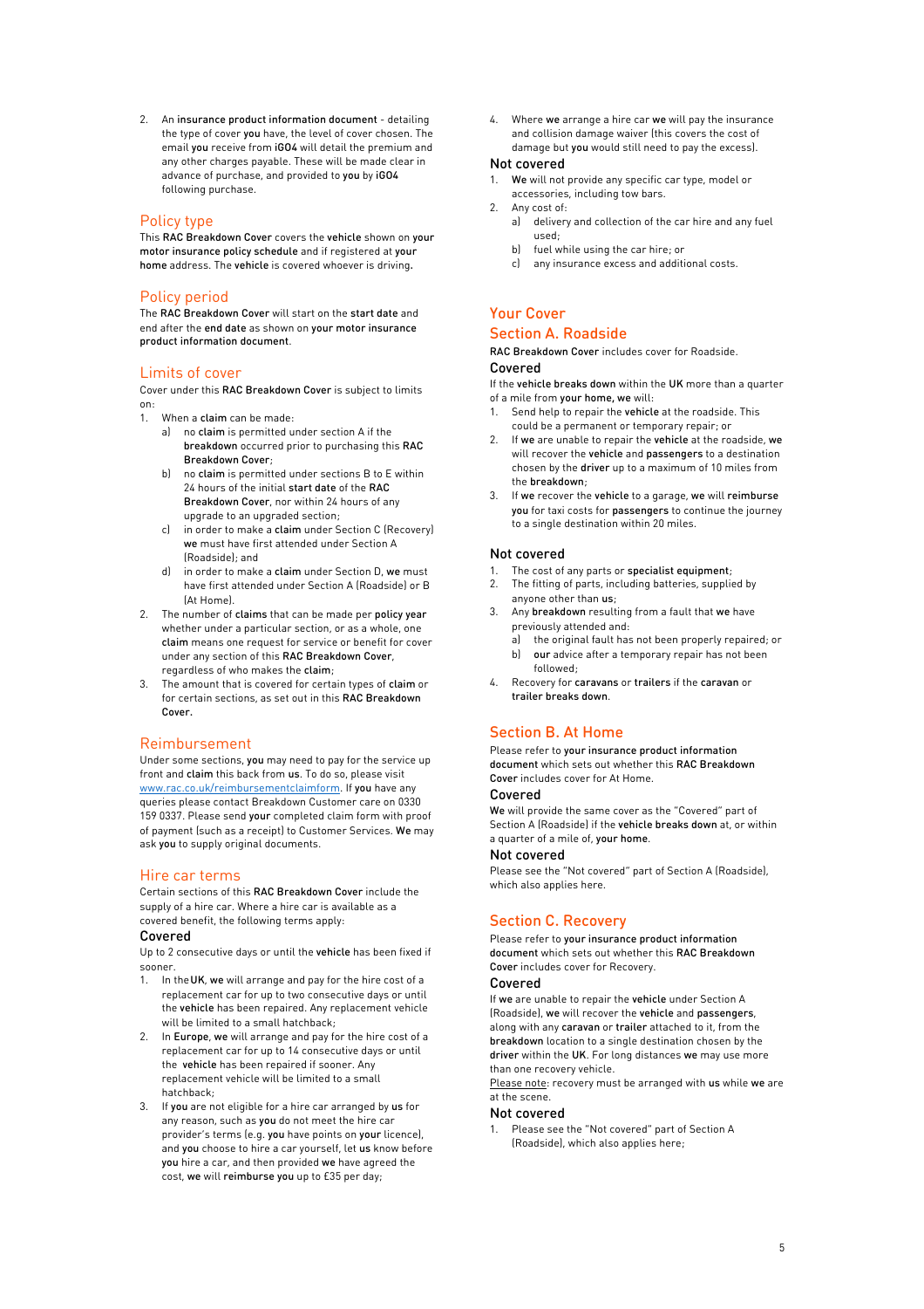2. An **insurance product information document** - detailing the type of cover **you** have, the level of cover chosen. The email **you** receive from **iGO4** will detail the premium and any other charges payable. These will be made clear in advance of purchase, and provided to **you** by **iGO4** following purchase.

## Policy type

This **RAC Breakdown Cover** covers the **vehicle** shown on **your motor insurance policy schedule** and if registered at **your home** address. The **vehicle** is covered whoever is driving.

## Policy period

The **RAC Breakdown Cover** will start on the **start date** and end after the **end date** as shown on **your motor insurance product information document**.

## Limits of cover

Cover under this **RAC Breakdown Cover** is subject to limits on:

1. When a **claim** can be made:
   a) no **claim** is permitted under section A if the **breakdown** occurred prior to purchasing this **RAC Breakdown Cover**;
   b) no **claim** is permitted under sections B to E within 24 hours of the initial **start date** of the **RAC Breakdown Cover**, nor within 24 hours of any upgrade to an upgraded section;
   c) in order to make a **claim** under Section C (Recovery) **we** must have first attended under Section A (Roadside); and
   d) in order to make a **claim** under Section D, **we** must have first attended under Section A (Roadside) or B (At Home).
2. The number of **claims** that can be made per **policy year** whether under a particular section, or as a whole, one **claim** means one request for service or benefit for cover under any section of this **RAC Breakdown Cover**, regardless of who makes the **claim**;
3. The amount that is covered for certain types of **claim** or for certain sections, as set out in this **RAC Breakdown Cover**.

## Reimbursement

Under some sections, **you** may need to pay for the service up front and **claim** this back from **us**. To do so, please visit www.rac.co.uk/reimbursementclaimform. If **you** have any queries please contact Breakdown Customer care on 0330 159 0337. Please send **your** completed claim form with proof of payment (such as a receipt) to Customer Services. **We** may ask **you** to supply original documents.

## Hire car terms

Certain sections of this **RAC Breakdown Cover** include the supply of a hire car. Where a hire car is available as a covered benefit, the following terms apply:

### Covered

Up to 2 consecutive days or until the **vehicle** has been fixed if sooner.

1. In the **UK**, **we** will arrange and pay for the hire cost of a replacement car for up to two consecutive days or until the **vehicle** has been repaired. Any replacement vehicle will be limited to a small hatchback;
2. In **Europe**, **we** will arrange and pay for the hire cost of a replacement car for up to 14 consecutive days or until the **vehicle** has been repaired if sooner. Any replacement vehicle will be limited to a small hatchback;
3. If **you** are not eligible for a hire car arranged by **us** for any reason, such as **you** do not meet the hire car provider's terms (e.g. **you** have points on **your** licence), and **you** choose to hire a car yourself, let **us** know before **you** hire a car, and then provided **we** have agreed the cost, **we** will **reimburse you** up to £35 per day;
4. Where **we** arrange a hire car **we** will pay the insurance and collision damage waiver (this covers the cost of damage but **you** would still need to pay the excess).

### Not covered

1. **We** will not provide any specific car type, model or accessories, including tow bars.
2. Any cost of:
   a) delivery and collection of the car hire and any fuel used;
   b) fuel while using the car hire; or
   c) any insurance excess and additional costs.

# Your Cover

## Section A. Roadside

**RAC Breakdown Cover** includes cover for Roadside.

### Covered

If the **vehicle breaks down** within the **UK** more than a quarter of a mile from **your home**, **we** will:

1. Send help to repair the **vehicle** at the roadside. This could be a permanent or temporary repair; or
2. If **we** are unable to repair the **vehicle** at the roadside, **we** will recover the **vehicle** and **passengers** to a destination chosen by the **driver** up to a maximum of 10 miles from the **breakdown**;
3. If **we** recover the **vehicle** to a garage, **we** will **reimburse you** for taxi costs for **passengers** to continue the journey to a single destination within 20 miles.

### Not covered

1. The cost of any parts or **specialist equipment**;
2. The fitting of parts, including batteries, supplied by anyone other than **us**;
3. Any **breakdown** resulting from a fault that **we** have previously attended and:
   a) the original fault has not been properly repaired; or
   b) **our** advice after a temporary repair has not been followed;
4. Recovery for **caravans** or **trailers** if the **caravan** or **trailer breaks down**.

## Section B. At Home

Please refer to **your insurance product information document** which sets out whether this **RAC Breakdown Cover** includes cover for At Home.

### Covered

**We** will provide the same cover as the "Covered" part of Section A (Roadside) if the **vehicle breaks down** at, or within a quarter of a mile of, **your home**.

### Not covered

Please see the "Not covered" part of Section A (Roadside), which also applies here.

## Section C. Recovery

Please refer to **your insurance product information document** which sets out whether this **RAC Breakdown Cover** includes cover for Recovery.

### Covered

If **we** are unable to repair the **vehicle** under Section A (Roadside), **we** will recover the **vehicle** and **passengers**, along with any **caravan** or **trailer** attached to it, from the **breakdown** location to a single destination chosen by the **driver** within the **UK**. For long distances **we** may use more than one recovery vehicle.

Please note: recovery must be arranged with **us** while **we** are at the scene.

### Not covered

1. Please see the "Not covered" part of Section A (Roadside), which also applies here;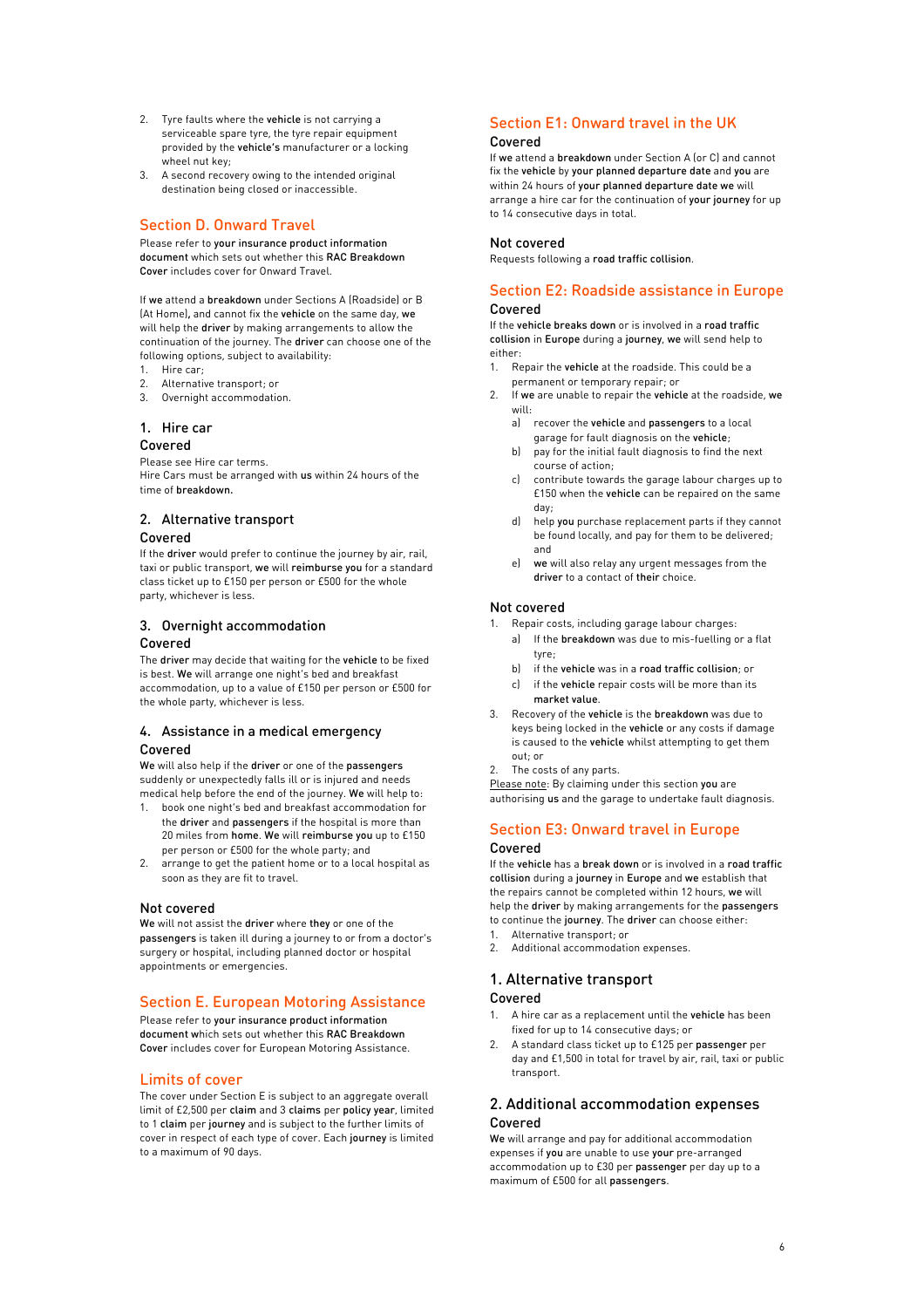2. Tyre faults where the **vehicle** is not carrying a serviceable spare tyre, the tyre repair equipment provided by the **vehicle's** manufacturer or a locking wheel nut key;
3. A second recovery owing to the intended original destination being closed or inaccessible.

## Section D. Onward Travel

Please refer to **your insurance product information document** which sets out whether this **RAC Breakdown Cover** includes cover for Onward Travel.

If **we** attend a **breakdown** under Sections A (Roadside) or B (At Home), and cannot fix the **vehicle** on the same day, **we** will help the **driver** by making arrangements to allow the continuation of the journey. The **driver** can choose one of the following options, subject to availability:

1. Hire car;
2. Alternative transport; or
3. Overnight accommodation.

### 1. Hire car

#### Covered

Please see Hire car terms.
Hire Cars must be arranged with **us** within 24 hours of the time of **breakdown.**

### 2. Alternative transport

#### Covered

If the **driver** would prefer to continue the journey by air, rail, taxi or public transport, **we** will **reimburse you** for a standard class ticket up to £150 per person or £500 for the whole party, whichever is less.

### 3. Overnight accommodation

#### Covered

The **driver** may decide that waiting for the **vehicle** to be fixed is best. **We** will arrange one night's bed and breakfast accommodation, up to a value of £150 per person or £500 for the whole party, whichever is less.

### 4. Assistance in a medical emergency

#### Covered

**We** will also help if the **driver** or one of the **passengers** suddenly or unexpectedly falls ill or is injured and needs medical help before the end of the journey. **We** will help to:

1. book one night's bed and breakfast accommodation for the **driver** and **passengers** if the hospital is more than 20 miles from **home**. **We** will **reimburse you** up to £150 per person or £500 for the whole party; and
2. arrange to get the patient home or to a local hospital as soon as they are fit to travel.

#### Not covered

**We** will not assist the **driver** where **they** or one of the **passengers** is taken ill during a journey to or from a doctor's surgery or hospital, including planned doctor or hospital appointments or emergencies.

## Section E. European Motoring Assistance

Please refer to **your insurance product information document** which sets out whether this **RAC Breakdown Cover** includes cover for European Motoring Assistance.

## Limits of cover

The cover under Section E is subject to an aggregate overall limit of £2,500 per **claim** and 3 **claims** per **policy year**, limited to 1 **claim** per **journey** and is subject to the further limits of cover in respect of each type of cover. Each **journey** is limited to a maximum of 90 days.

## Section E1: Onward travel in the UK

#### Covered

If **we** attend a **breakdown** under Section A (or C) and cannot fix the **vehicle** by **your planned departure date** and **you** are within 24 hours of **your planned departure date we** will arrange a hire car for the continuation of **your journey** for up to 14 consecutive days in total.

#### Not covered

Requests following a **road traffic collision**.

## Section E2: Roadside assistance in Europe

#### Covered

If the **vehicle breaks down** or is involved in a **road traffic collision** in **Europe** during a **journey**, **we** will send help to either:

1. Repair the **vehicle** at the roadside. This could be a permanent or temporary repair; or
2. If **we** are unable to repair the **vehicle** at the roadside, **we** will:
   a) recover the **vehicle** and **passengers** to a local garage for fault diagnosis on the **vehicle**;
   b) pay for the initial fault diagnosis to find the next course of action;
   c) contribute towards the garage labour charges up to £150 when the **vehicle** can be repaired on the same day;
   d) help **you** purchase replacement parts if they cannot be found locally, and pay for them to be delivered; and
   e) **we** will also relay any urgent messages from the **driver** to a contact of **their** choice.

#### Not covered

1. Repair costs, including garage labour charges:
   a) If the **breakdown** was due to mis-fuelling or a flat tyre;
   b) if the **vehicle** was in a **road traffic collision**; or
   c) if the **vehicle** repair costs will be more than its **market value**.
3. Recovery of the **vehicle** is the **breakdown** was due to keys being locked in the **vehicle** or any costs if damage is caused to the **vehicle** whilst attempting to get them out; or
2. The costs of any parts.

Please note: By claiming under this section **you** are authorising **us** and the garage to undertake fault diagnosis.

## Section E3: Onward travel in Europe

#### Covered

If the **vehicle** has a **break down** or is involved in a **road traffic collision** during a **journey** in **Europe** and **we** establish that the repairs cannot be completed within 12 hours, **we** will help the **driver** by making arrangements for the **passengers** to continue the **journey**. The **driver** can choose either:

1. Alternative transport; or
2. Additional accommodation expenses.

### 1. Alternative transport

#### Covered

1. A hire car as a replacement until the **vehicle** has been fixed for up to 14 consecutive days; or
2. A standard class ticket up to £125 per **passenger** per day and £1,500 in total for travel by air, rail, taxi or public transport.

### 2. Additional accommodation expenses

#### Covered

**We** will arrange and pay for additional accommodation expenses if **you** are unable to use **your** pre-arranged accommodation up to £30 per **passenger** per day up to a maximum of £500 for all **passengers**.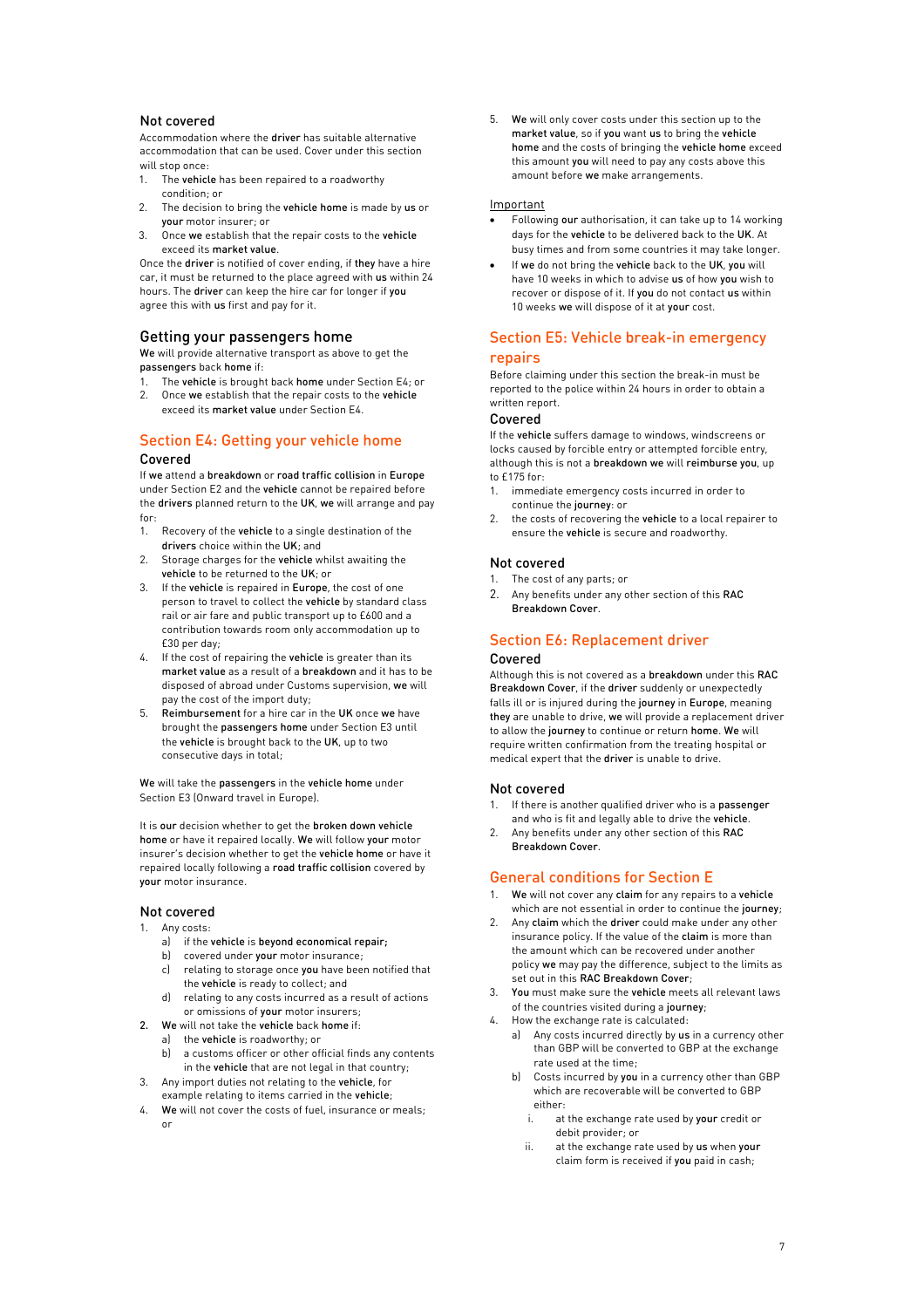### Not covered

Accommodation where the **driver** has suitable alternative accommodation that can be used. Cover under this section will stop once:

1. The **vehicle** has been repaired to a roadworthy condition; or
2. The decision to bring the **vehicle home** is made by **us** or **your** motor insurer; or
3. Once **we** establish that the repair costs to the **vehicle** exceed its **market value**.

Once the **driver** is notified of cover ending, if **they** have a hire car, it must be returned to the place agreed with **us** within 24 hours. The **driver** can keep the hire car for longer if **you** agree this with **us** first and pay for it.

### Getting your passengers home

**We** will provide alternative transport as above to get the **passengers** back **home** if:

1. The **vehicle** is brought back **home** under Section E4; or
2. Once **we** establish that the repair costs to the **vehicle** exceed its **market value** under Section E4.

## Section E4: Getting your vehicle home

### Covered

If **we** attend a **breakdown** or **road traffic collision** in **Europe** under Section E2 and the **vehicle** cannot be repaired before the **drivers** planned return to the **UK**, **we** will arrange and pay for:

1. Recovery of the **vehicle** to a single destination of the **drivers** choice within the **UK**; and
2. Storage charges for the **vehicle** whilst awaiting the **vehicle** to be returned to the **UK**; or
3. If the **vehicle** is repaired in **Europe**, the cost of one person to travel to collect the **vehicle** by standard class rail or air fare and public transport up to £600 and a contribution towards room only accommodation up to £30 per day;
4. If the cost of repairing the **vehicle** is greater than its **market value** as a result of a **breakdown** and it has to be disposed of abroad under Customs supervision, **we** will pay the cost of the import duty;
5. **Reimbursement** for a hire car in the **UK** once **we** have brought the **passengers home** under Section E3 until the **vehicle** is brought back to the **UK**, up to two consecutive days in total;

**We** will take the **passengers** in the **vehicle home** under Section E3 (Onward travel in Europe).

It is **our** decision whether to get the **broken down vehicle home** or have it repaired locally. **We** will follow **your** motor insurer's decision whether to get the **vehicle home** or have it repaired locally following a **road traffic collision** covered by **your** motor insurance.

### Not covered

1. Any costs:
   a) if the **vehicle** is **beyond economical repair;**
   b) covered under **your** motor insurance;
   c) relating to storage once **you** have been notified that the **vehicle** is ready to collect; and
   d) relating to any costs incurred as a result of actions or omissions of **your** motor insurers;
2. **We** will not take the **vehicle** back **home** if:
   a) the **vehicle** is roadworthy; or
   b) a customs officer or other official finds any contents in the **vehicle** that are not legal in that country;
3. Any import duties not relating to the **vehicle**, for example relating to items carried in the **vehicle**;
4. **We** will not cover the costs of fuel, insurance or meals; or
5. **We** will only cover costs under this section up to the **market value**, so if **you** want **us** to bring the **vehicle home** and the costs of bringing the **vehicle home** exceed this amount **you** will need to pay any costs above this amount before **we** make arrangements.

Important

- Following **our** authorisation, it can take up to 14 working days for the **vehicle** to be delivered back to the **UK**. At busy times and from some countries it may take longer.
- If **we** do not bring the **vehicle** back to the **UK**, **you** will have 10 weeks in which to advise **us** of how **you** wish to recover or dispose of it. If **you** do not contact **us** within 10 weeks **we** will dispose of it at **your** cost.

## Section E5: Vehicle break-in emergency repairs

Before claiming under this section the break-in must be reported to the police within 24 hours in order to obtain a written report.

### Covered

If the **vehicle** suffers damage to windows, windscreens or locks caused by forcible entry or attempted forcible entry, although this is not a **breakdown we** will **reimburse you**, up to £175 for:

1. immediate emergency costs incurred in order to continue the **journey**: or
2. the costs of recovering the **vehicle** to a local repairer to ensure the **vehicle** is secure and roadworthy.

### Not covered

1. The cost of any parts; or
2. Any benefits under any other section of this **RAC Breakdown Cover**.

## Section E6: Replacement driver

### Covered

Although this is not covered as a **breakdown** under this **RAC Breakdown Cover**, if the **driver** suddenly or unexpectedly falls ill or is injured during the **journey** in **Europe**, meaning **they** are unable to drive, **we** will provide a replacement driver to allow the **journey** to continue or return **home**. **We** will require written confirmation from the treating hospital or medical expert that the **driver** is unable to drive.

### Not covered

1. If there is another qualified driver who is a **passenger** and who is fit and legally able to drive the **vehicle**.
2. Any benefits under any other section of this **RAC Breakdown Cover**.

## General conditions for Section E

1. **We** will not cover any **claim** for any repairs to a **vehicle** which are not essential in order to continue the **journey**;
2. Any **claim** which the **driver** could make under any other insurance policy. If the value of the **claim** is more than the amount which can be recovered under another policy **we** may pay the difference, subject to the limits as set out in this **RAC Breakdown Cover**;
3. **You** must make sure the **vehicle** meets all relevant laws of the countries visited during a **journey**;
4. How the exchange rate is calculated:
   a) Any costs incurred directly by **us** in a currency other than GBP will be converted to GBP at the exchange rate used at the time;
   b) Costs incurred by **you** in a currency other than GBP which are recoverable will be converted to GBP either:
      i. at the exchange rate used by **your** credit or debit provider; or
      ii. at the exchange rate used by **us** when **your** claim form is received if **you** paid in cash;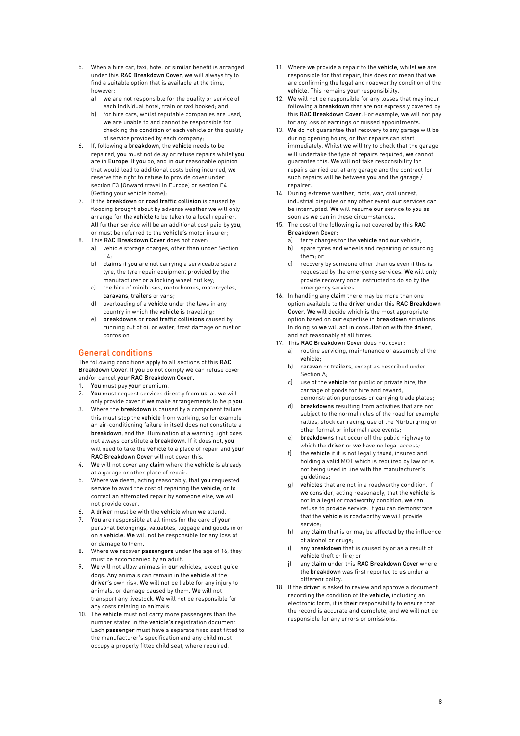5. When a hire car, taxi, hotel or similar benefit is arranged under this **RAC Breakdown Cover**, **we** will always try to find a suitable option that is available at the time, however:
   a) **we** are not responsible for the quality or service of each individual hotel, train or taxi booked; and
   b) for hire cars, whilst reputable companies are used, **we** are unable to and cannot be responsible for checking the condition of each vehicle or the quality of service provided by each company;
6. If, following a **breakdown**, the **vehicle** needs to be repaired, **you** must not delay or refuse repairs whilst **you** are in **Europe**. If **you** do, and in **our** reasonable opinion that would lead to additional costs being incurred, **we** reserve the right to refuse to provide cover under section E3 (Onward travel in Europe) or section E4 (Getting your vehicle home);
7. If the **breakdown** or **road traffic collision** is caused by flooding brought about by adverse weather **we** will only arrange for the **vehicle** to be taken to a local repairer. All further service will be an additional cost paid by **you**, or must be referred to the **vehicle's** motor insurer;
8. This **RAC Breakdown Cover** does not cover:
   a) vehicle storage charges, other than under Section E4;
   b) **claims** if **you** are not carrying a serviceable spare tyre, the tyre repair equipment provided by the manufacturer or a locking wheel nut key;
   c) the hire of minibuses, motorhomes, motorcycles, **caravans**, **trailers** or vans;
   d) overloading of a **vehicle** under the laws in any country in which the **vehicle** is travelling;
   e) **breakdowns** or **road traffic collisions** caused by running out of oil or water, frost damage or rust or corrosion.

## General conditions

The following conditions apply to all sections of this **RAC Breakdown Cover**. If **you** do not comply **we** can refuse cover and/or cancel **your RAC Breakdown Cover**.

1. **You** must pay **your** premium.
2. **You** must request services directly from **us**, as **we** will only provide cover if **we** make arrangements to help **you**.
3. Where the **breakdown** is caused by a component failure this must stop the **vehicle** from working, so for example an air-conditioning failure in itself does not constitute a **breakdown**, and the illumination of a warning light does not always constitute a **breakdown**. If it does not, **you** will need to take the **vehicle** to a place of repair and **your RAC Breakdown Cover** will not cover this.
4. **We** will not cover any **claim** where the **vehicle** is already at a garage or other place of repair.
5. Where **we** deem, acting reasonably, that **you** requested service to avoid the cost of repairing the **vehicle**, or to correct an attempted repair by someone else, **we** will not provide cover.
6. A **driver** must be with the **vehicle** when **we** attend.
7. **You** are responsible at all times for the care of **your** personal belongings, valuables, luggage and goods in or on a **vehicle**. **We** will not be responsible for any loss of or damage to them.
8. Where **we** recover **passengers** under the age of 16, they must be accompanied by an adult.
9. **We** will not allow animals in **our** vehicles, except guide dogs. Any animals can remain in the **vehicle** at the **driver's** own risk. **We** will not be liable for any injury to animals, or damage caused by them. **We** will not transport any livestock. **We** will not be responsible for any costs relating to animals.
10. The **vehicle** must not carry more passengers than the number stated in the **vehicle's** registration document. Each **passenger** must have a separate fixed seat fitted to the manufacturer's specification and any child must occupy a properly fitted child seat, where required.
11. Where **we** provide a repair to the **vehicle**, whilst **we** are responsible for that repair, this does not mean that **we** are confirming the legal and roadworthy condition of the **vehicle**. This remains **your** responsibility.
12. **We** will not be responsible for any losses that may incur following a **breakdown** that are not expressly covered by this **RAC Breakdown Cover**. For example, **we** will not pay for any loss of earnings or missed appointments.
13. **We** do not guarantee that recovery to any garage will be during opening hours, or that repairs can start immediately. Whilst **we** will try to check that the garage will undertake the type of repairs required, **we** cannot guarantee this. **We** will not take responsibility for repairs carried out at any garage and the contract for such repairs will be between **you** and the garage / repairer.
14. During extreme weather, riots, war, civil unrest, industrial disputes or any other event, **our** services can be interrupted. **We** will resume **our** service to **you** as soon as **we** can in these circumstances.
15. The cost of the following is not covered by this **RAC Breakdown Cover**:
    a) ferry charges for the **vehicle** and **our** vehicle;
    b) spare tyres and wheels and repairing or sourcing them; or
    c) recovery by someone other than **us** even if this is requested by the emergency services. **We** will only provide recovery once instructed to do so by the emergency services.
16. In handling any **claim** there may be more than one option available to the **driver** under this **RAC Breakdown Cover. We** will decide which is the most appropriate option based on **our** expertise in **breakdown** situations. In doing so **we** will act in consultation with the **driver**, and act reasonably at all times.
17. This **RAC Breakdown Cover** does not cover:
    a) routine servicing, maintenance or assembly of the **vehicle**;
    b) **caravan** or **trailers,** except as described under Section A;
    c) use of the **vehicle** for public or private hire, the carriage of goods for hire and reward, demonstration purposes or carrying trade plates;
    d) **breakdowns** resulting from activities that are not subject to the normal rules of the road for example rallies, stock car racing, use of the Nürburgring or other formal or informal race events;
    e) **breakdowns** that occur off the public highway to which the **driver** or **we** have no legal access;
    f) the **vehicle** if it is not legally taxed, insured and holding a valid MOT which is required by law or is not being used in line with the manufacturer's guidelines;
    g) **vehicles** that are not in a roadworthy condition. If **we** consider, acting reasonably, that the **vehicle** is not in a legal or roadworthy condition, **we** can refuse to provide service. If **you** can demonstrate that the **vehicle** is roadworthy **we** will provide service;
    h) any **claim** that is or may be affected by the influence of alcohol or drugs;
    i) any **breakdown** that is caused by or as a result of **vehicle** theft or fire; or
    j) any **claim** under this **RAC Breakdown Cover** where the **breakdown** was first reported to **us** under a different policy.
18. If the **driver** is asked to review and approve a document recording the condition of the **vehicle,** including an electronic form, it is **their** responsibility to ensure that the record is accurate and complete, and **we** will not be responsible for any errors or omissions.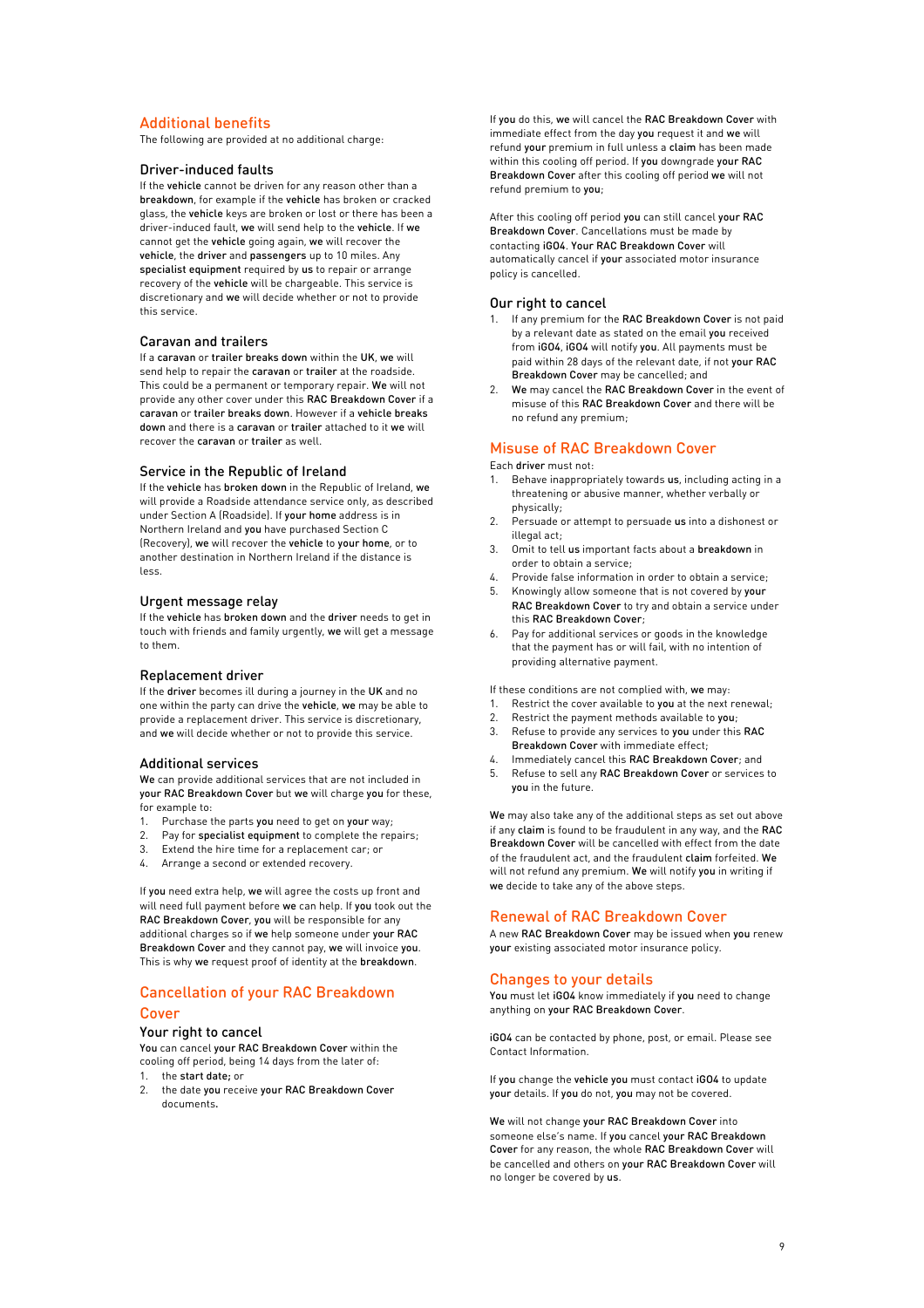## Additional benefits

The following are provided at no additional charge:

### Driver-induced faults

If the **vehicle** cannot be driven for any reason other than a **breakdown**, for example if the **vehicle** has broken or cracked glass, the **vehicle** keys are broken or lost or there has been a driver-induced fault, **we** will send help to the **vehicle**. If **we** cannot get the **vehicle** going again, **we** will recover the **vehicle**, the **driver** and **passengers** up to 10 miles. Any **specialist equipment** required by **us** to repair or arrange recovery of the **vehicle** will be chargeable. This service is discretionary and **we** will decide whether or not to provide this service.

### Caravan and trailers

If a **caravan** or **trailer breaks down** within the **UK**, **we** will send help to repair the **caravan** or **trailer** at the roadside. This could be a permanent or temporary repair. **We** will not provide any other cover under this **RAC Breakdown Cover** if a **caravan** or **trailer breaks down**. However if a **vehicle breaks down** and there is a **caravan** or **trailer** attached to it **we** will recover the **caravan** or **trailer** as well.

### Service in the Republic of Ireland

If the **vehicle** has **broken down** in the Republic of Ireland, **we** will provide a Roadside attendance service only, as described under Section A (Roadside). If **your home** address is in Northern Ireland and **you** have purchased Section C (Recovery), **we** will recover the **vehicle** to **your home**, or to another destination in Northern Ireland if the distance is less.

### Urgent message relay

If the **vehicle** has **broken down** and the **driver** needs to get in touch with friends and family urgently, **we** will get a message to them.

### Replacement driver

If the **driver** becomes ill during a journey in the **UK** and no one within the party can drive the **vehicle**, **we** may be able to provide a replacement driver. This service is discretionary, and **we** will decide whether or not to provide this service.

### Additional services

**We** can provide additional services that are not included in **your RAC Breakdown Cover** but **we** will charge **you** for these, for example to:

1. Purchase the parts **you** need to get on **your** way;
2. Pay for **specialist equipment** to complete the repairs;
3. Extend the hire time for a replacement car; or
4. Arrange a second or extended recovery.

If **you** need extra help, **we** will agree the costs up front and will need full payment before **we** can help. If **you** took out the **RAC Breakdown Cover**, **you** will be responsible for any additional charges so if **we** help someone under **your RAC Breakdown Cover** and they cannot pay, **we** will invoice **you**. This is why **we** request proof of identity at the **breakdown**.

## Cancellation of your RAC Breakdown Cover

### Your right to cancel

**You** can cancel **your RAC Breakdown Cover** within the cooling off period, being 14 days from the later of:

1. the **start date**; or
2. the date **you** receive **your RAC Breakdown Cover** documents.

If **you** do this, **we** will cancel the **RAC Breakdown Cover** with immediate effect from the day **you** request it and **we** will refund **your** premium in full unless a **claim** has been made within this cooling off period. If **you** downgrade **your RAC Breakdown Cover** after this cooling off period **we** will not refund premium to **you**;

After this cooling off period **you** can still cancel **your RAC Breakdown Cover**. Cancellations must be made by contacting **iGO4**. **Your RAC Breakdown Cover** will automatically cancel if **your** associated motor insurance policy is cancelled.

### Our right to cancel

1. If any premium for the **RAC Breakdown Cover** is not paid by a relevant date as stated on the email **you** received from **iGO4**, **iGO4** will notify **you**. All payments must be paid within 28 days of the relevant date, if not **your RAC Breakdown Cover** may be cancelled; and
2. **We** may cancel the **RAC Breakdown Cover** in the event of misuse of this **RAC Breakdown Cover** and there will be no refund any premium;

## Misuse of RAC Breakdown Cover

Each **driver** must not:

1. Behave inappropriately towards **us**, including acting in a threatening or abusive manner, whether verbally or physically;
2. Persuade or attempt to persuade **us** into a dishonest or illegal act;
3. Omit to tell **us** important facts about a **breakdown** in order to obtain a service;
4. Provide false information in order to obtain a service;
5. Knowingly allow someone that is not covered by **your RAC Breakdown Cover** to try and obtain a service under this **RAC Breakdown Cover**;
6. Pay for additional services or goods in the knowledge that the payment has or will fail, with no intention of providing alternative payment.

If these conditions are not complied with, **we** may:

1. Restrict the cover available to **you** at the next renewal;
2. Restrict the payment methods available to **you**;
3. Refuse to provide any services to **you** under this **RAC Breakdown Cover** with immediate effect;
4. Immediately cancel this **RAC Breakdown Cover**; and
5. Refuse to sell any **RAC Breakdown Cover** or services to **you** in the future.

**We** may also take any of the additional steps as set out above if any **claim** is found to be fraudulent in any way, and the **RAC Breakdown Cover** will be cancelled with effect from the date of the fraudulent act, and the fraudulent **claim** forfeited. **We** will not refund any premium. **We** will notify **you** in writing if **we** decide to take any of the above steps.

## Renewal of RAC Breakdown Cover

A new **RAC Breakdown Cover** may be issued when **you** renew **your** existing associated motor insurance policy.

## Changes to your details

**You** must let **iGO4** know immediately if **you** need to change anything on **your RAC Breakdown Cover**.

**iGO4** can be contacted by phone, post, or email. Please see Contact Information.

If **you** change the **vehicle you** must contact **iGO4** to update **your** details. If **you** do not, **you** may not be covered.

**We** will not change **your RAC Breakdown Cover** into someone else's name. If **you** cancel **your RAC Breakdown Cover** for any reason, the whole **RAC Breakdown Cover** will be cancelled and others on **your RAC Breakdown Cover** will no longer be covered by **us**.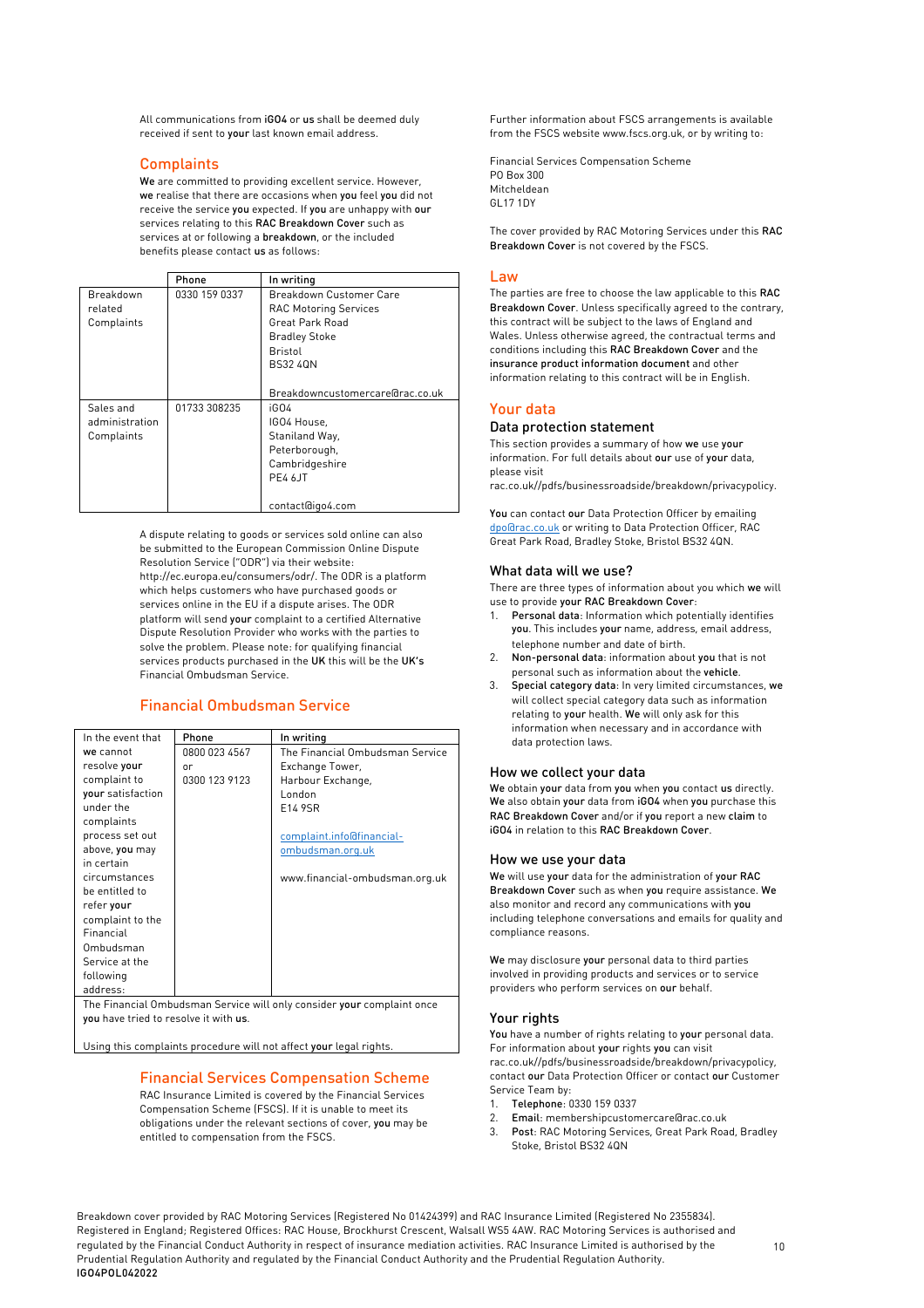All communications from **iGO4** or **us** shall be deemed duly received if sent to **your** last known email address.

## Complaints

**We** are committed to providing excellent service. However, **we** realise that there are occasions when **you** feel **you** did not receive the service **you** expected. If **you** are unhappy with **our** services relating to this **RAC Breakdown Cover** such as services at or following a **breakdown**, or the included benefits please contact **us** as follows:

| | Phone | In writing |
|---|---|---|
| Breakdown related Complaints | 0330 159 0337 | Breakdown Customer Care<br>RAC Motoring Services<br>Great Park Road<br>Bradley Stoke<br>Bristol<br>BS32 4QN<br><br>Breakdowncustomercare@rac.co.uk |
| Sales and administration Complaints | 01733 308235 | iGO4<br>IGO4 House,<br>Staniland Way,<br>Peterborough,<br>Cambridgeshire<br>PE4 6JT<br><br>contact@igo4.com |

A dispute relating to goods or services sold online can also be submitted to the European Commission Online Dispute Resolution Service ("ODR") via their website: http://ec.europa.eu/consumers/odr/. The ODR is a platform which helps customers who have purchased goods or services online in the EU if a dispute arises. The ODR platform will send **your** complaint to a certified Alternative Dispute Resolution Provider who works with the parties to solve the problem. Please note: for qualifying financial services products purchased in the **UK** this will be the **UK's** Financial Ombudsman Service.

## Financial Ombudsman Service

| In the event that **we** cannot resolve **your** complaint to **your** satisfaction under the complaints process set out above, **you** may in certain circumstances be entitled to refer **your** complaint to the Financial Ombudsman Service at the following address: | Phone | In writing |
|---|---|---|
| | 0800 023 4567<br>or<br>0300 123 9123 | The Financial Ombudsman Service<br>Exchange Tower,<br>Harbour Exchange,<br>London<br>E14 9SR<br><br>complaint.info@financial-ombudsman.org.uk<br><br>www.financial-ombudsman.org.uk |

The Financial Ombudsman Service will only consider **your** complaint once **you** have tried to resolve it with **us**.

Using this complaints procedure will not affect **your** legal rights.

## Financial Services Compensation Scheme

RAC Insurance Limited is covered by the Financial Services Compensation Scheme (FSCS). If it is unable to meet its obligations under the relevant sections of cover, **you** may be entitled to compensation from the FSCS.

Further information about FSCS arrangements is available from the FSCS website www.fscs.org.uk, or by writing to:

Financial Services Compensation Scheme
PO Box 300
Mitcheldean
GL17 1DY

The cover provided by RAC Motoring Services under this **RAC Breakdown Cover** is not covered by the FSCS.

## Law

The parties are free to choose the law applicable to this **RAC Breakdown Cover**. Unless specifically agreed to the contrary, this contract will be subject to the laws of England and Wales. Unless otherwise agreed, the contractual terms and conditions including this **RAC Breakdown Cover** and the **insurance product information document** and other information relating to this contract will be in English.

## Your data

### Data protection statement

This section provides a summary of how **we** use **your** information. For full details about **our** use of **your** data, please visit rac.co.uk//pdfs/businessroadside/breakdown/privacypolicy.

**You** can contact **our** Data Protection Officer by emailing dpo@rac.co.uk or writing to Data Protection Officer, RAC Great Park Road, Bradley Stoke, Bristol BS32 4QN.

### What data will we use?

There are three types of information about you which **we** will use to provide **your RAC Breakdown Cover**:

1. **Personal data**: Information which potentially identifies **you**. This includes **your** name, address, email address, telephone number and date of birth.
2. **Non-personal data**: information about **you** that is not personal such as information about the **vehicle**.
3. **Special category data**: In very limited circumstances, **we** will collect special category data such as information relating to **your** health. **We** will only ask for this information when necessary and in accordance with data protection laws.

### How we collect your data

**We** obtain **your** data from **you** when **you** contact **us** directly. **We** also obtain **your** data from **iGO4** when **you** purchase this **RAC Breakdown Cover** and/or if **you** report a new **claim** to **iGO4** in relation to this **RAC Breakdown Cover**.

### How we use your data

**We** will use **your** data for the administration of **your RAC Breakdown Cover** such as when **you** require assistance. **We** also monitor and record any communications with **you** including telephone conversations and emails for quality and compliance reasons.

**We** may disclosure **your** personal data to third parties involved in providing products and services or to service providers who perform services on **our** behalf.

### Your rights

**You** have a number of rights relating to **your** personal data. For information about **your** rights **you** can visit rac.co.uk//pdfs/businessroadside/breakdown/privacypolicy, contact **our** Data Protection Officer or contact **our** Customer Service Team by:

1. **Telephone**: 0330 159 0337
2. **Email**: membershipcustomercare@rac.co.uk
3. **Post**: RAC Motoring Services, Great Park Road, Bradley Stoke, Bristol BS32 4QN

Breakdown cover provided by RAC Motoring Services (Registered No 01424399) and RAC Insurance Limited (Registered No 2355834). Registered in England; Registered Offices: RAC House, Brockhurst Crescent, Walsall WS5 4AW. RAC Motoring Services is authorised and regulated by the Financial Conduct Authority in respect of insurance mediation activities. RAC Insurance Limited is authorised by the Prudential Regulation Authority and regulated by the Financial Conduct Authority and the Prudential Regulation Authority.
**IGO4POL042022**